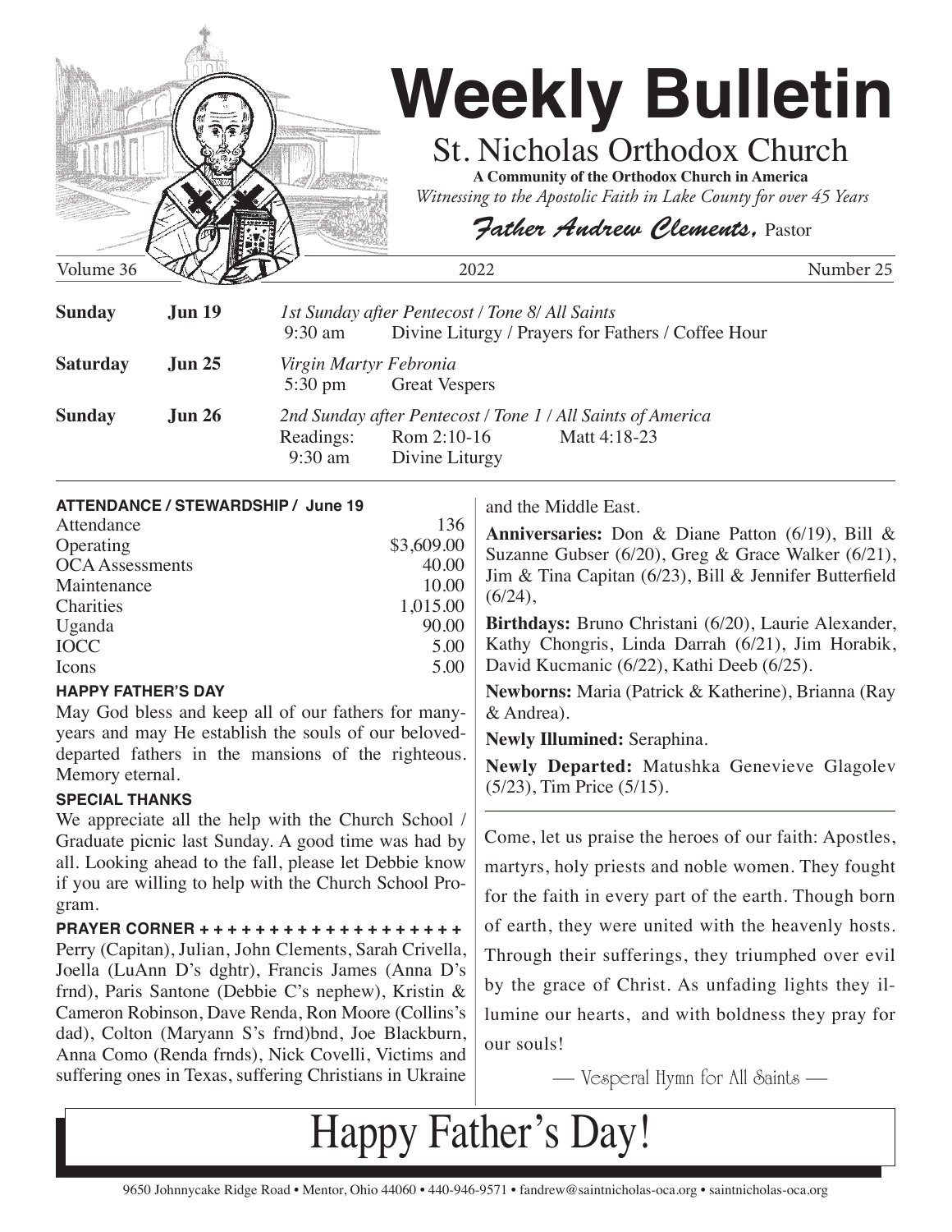# Weekly Bulletin

## St. Nicholas Orthodox Church

**A Community of the Orthodox Church in America**

*Witnessing to the Apostolic Faith in Lake County for over 45 Years*

*Father Andrew Clements,* Pastor

Volume 36 — 2022 — Number 25

**Sunday — Jun 19**
*1st Sunday after Pentecost / Tone 8/ All Saints*
9:30 am — Divine Liturgy / Prayers for Fathers / Coffee Hour

**Saturday — Jun 25**
*Virgin Martyr Febronia*
5:30 pm — Great Vespers

**Sunday — Jun 26**
*2nd Sunday after Pentecost / Tone 1 / All Saints of America*
Readings: Rom 2:10-16 — Matt 4:18-23
9:30 am — Divine Liturgy

### ATTENDANCE / STEWARDSHIP / June 19

| | |
|---|---|
| Attendance | 136 |
| Operating | $3,609.00 |
| OCA Assessments | 40.00 |
| Maintenance | 10.00 |
| Charities | 1,015.00 |
| Uganda | 90.00 |
| IOCC | 5.00 |
| Icons | 5.00 |

### HAPPY FATHER'S DAY

May God bless and keep all of our fathers for many-years and may He establish the souls of our beloved-departed fathers in the mansions of the righteous. Memory eternal.

### SPECIAL THANKS

We appreciate all the help with the Church School / Graduate picnic last Sunday. A good time was had by all. Looking ahead to the fall, please let Debbie know if you are willing to help with the Church School Program.

### PRAYER CORNER + + + + + + + + + + + + + + + + + + +

Perry (Capitan), Julian, John Clements, Sarah Crivella, Joella (LuAnn D's dghtr), Francis James (Anna D's frnd), Paris Santone (Debbie C's nephew), Kristin & Cameron Robinson, Dave Renda, Ron Moore (Collins's dad), Colton (Maryann S's frnd)bnd, Joe Blackburn, Anna Como (Renda frnds), Nick Covelli, Victims and suffering ones in Texas, suffering Christians in Ukraine and the Middle East.

**Anniversaries:** Don & Diane Patton (6/19), Bill & Suzanne Gubser (6/20), Greg & Grace Walker (6/21), Jim & Tina Capitan (6/23), Bill & Jennifer Butterfield (6/24),

**Birthdays:** Bruno Christani (6/20), Laurie Alexander, Kathy Chongris, Linda Darrah (6/21), Jim Horabik, David Kucmanic (6/22), Kathi Deeb (6/25).

**Newborns:** Maria (Patrick & Katherine), Brianna (Ray & Andrea).

**Newly Illumined:** Seraphina.

**Newly Departed:** Matushka Genevieve Glagolev (5/23), Tim Price (5/15).

---

Come, let us praise the heroes of our faith: Apostles, martyrs, holy priests and noble women. They fought for the faith in every part of the earth. Though born of earth, they were united with the heavenly hosts. Through their sufferings, they triumphed over evil by the grace of Christ. As unfading lights they illumine our hearts, and with boldness they pray for our souls!

— Vesperal Hymn for All Saints —

# Happy Father's Day!

9650 Johnnycake Ridge Road • Mentor, Ohio 44060 • 440-946-9571 • fandrew@saintnicholas-oca.org • saintnicholas-oca.org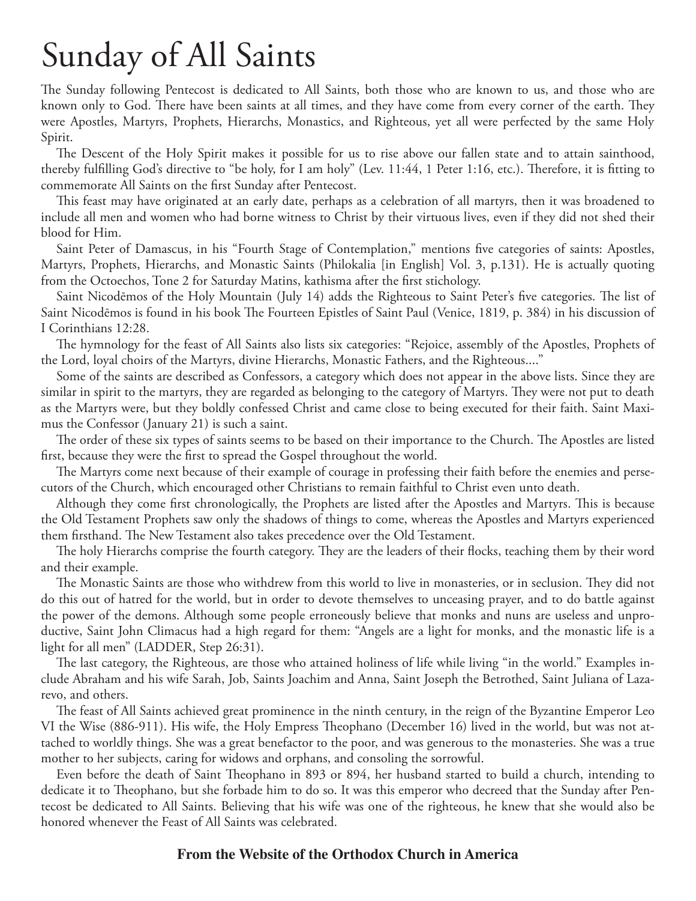# Sunday of All Saints

The Sunday following Pentecost is dedicated to All Saints, both those who are known to us, and those who are known only to God. There have been saints at all times, and they have come from every corner of the earth. They were Apostles, Martyrs, Prophets, Hierarchs, Monastics, and Righteous, yet all were perfected by the same Holy Spirit.

The Descent of the Holy Spirit makes it possible for us to rise above our fallen state and to attain sainthood, thereby fulfilling God's directive to "be holy, for I am holy" (Lev. 11:44, 1 Peter 1:16, etc.). Therefore, it is fitting to commemorate All Saints on the first Sunday after Pentecost.

This feast may have originated at an early date, perhaps as a celebration of all martyrs, then it was broadened to include all men and women who had borne witness to Christ by their virtuous lives, even if they did not shed their blood for Him.

Saint Peter of Damascus, in his "Fourth Stage of Contemplation," mentions five categories of saints: Apostles, Martyrs, Prophets, Hierarchs, and Monastic Saints (Philokalia [in English] Vol. 3, p.131). He is actually quoting from the Octoechos, Tone 2 for Saturday Matins, kathisma after the first stichology.

Saint Nicodēmos of the Holy Mountain (July 14) adds the Righteous to Saint Peter's five categories. The list of Saint Nicodēmos is found in his book The Fourteen Epistles of Saint Paul (Venice, 1819, p. 384) in his discussion of I Corinthians 12:28.

The hymnology for the feast of All Saints also lists six categories: "Rejoice, assembly of the Apostles, Prophets of the Lord, loyal choirs of the Martyrs, divine Hierarchs, Monastic Fathers, and the Righteous...."

Some of the saints are described as Confessors, a category which does not appear in the above lists. Since they are similar in spirit to the martyrs, they are regarded as belonging to the category of Martyrs. They were not put to death as the Martyrs were, but they boldly confessed Christ and came close to being executed for their faith. Saint Maximus the Confessor (January 21) is such a saint.

The order of these six types of saints seems to be based on their importance to the Church. The Apostles are listed first, because they were the first to spread the Gospel throughout the world.

The Martyrs come next because of their example of courage in professing their faith before the enemies and persecutors of the Church, which encouraged other Christians to remain faithful to Christ even unto death.

Although they come first chronologically, the Prophets are listed after the Apostles and Martyrs. This is because the Old Testament Prophets saw only the shadows of things to come, whereas the Apostles and Martyrs experienced them firsthand. The New Testament also takes precedence over the Old Testament.

The holy Hierarchs comprise the fourth category. They are the leaders of their flocks, teaching them by their word and their example.

The Monastic Saints are those who withdrew from this world to live in monasteries, or in seclusion. They did not do this out of hatred for the world, but in order to devote themselves to unceasing prayer, and to do battle against the power of the demons. Although some people erroneously believe that monks and nuns are useless and unproductive, Saint John Climacus had a high regard for them: "Angels are a light for monks, and the monastic life is a light for all men" (LADDER, Step 26:31).

The last category, the Righteous, are those who attained holiness of life while living "in the world." Examples include Abraham and his wife Sarah, Job, Saints Joachim and Anna, Saint Joseph the Betrothed, Saint Juliana of Lazarevo, and others.

The feast of All Saints achieved great prominence in the ninth century, in the reign of the Byzantine Emperor Leo VI the Wise (886-911). His wife, the Holy Empress Theophano (December 16) lived in the world, but was not attached to worldly things. She was a great benefactor to the poor, and was generous to the monasteries. She was a true mother to her subjects, caring for widows and orphans, and consoling the sorrowful.

Even before the death of Saint Theophano in 893 or 894, her husband started to build a church, intending to dedicate it to Theophano, but she forbade him to do so. It was this emperor who decreed that the Sunday after Pentecost be dedicated to All Saints. Believing that his wife was one of the righteous, he knew that she would also be honored whenever the Feast of All Saints was celebrated.

**From the Website of the Orthodox Church in America**